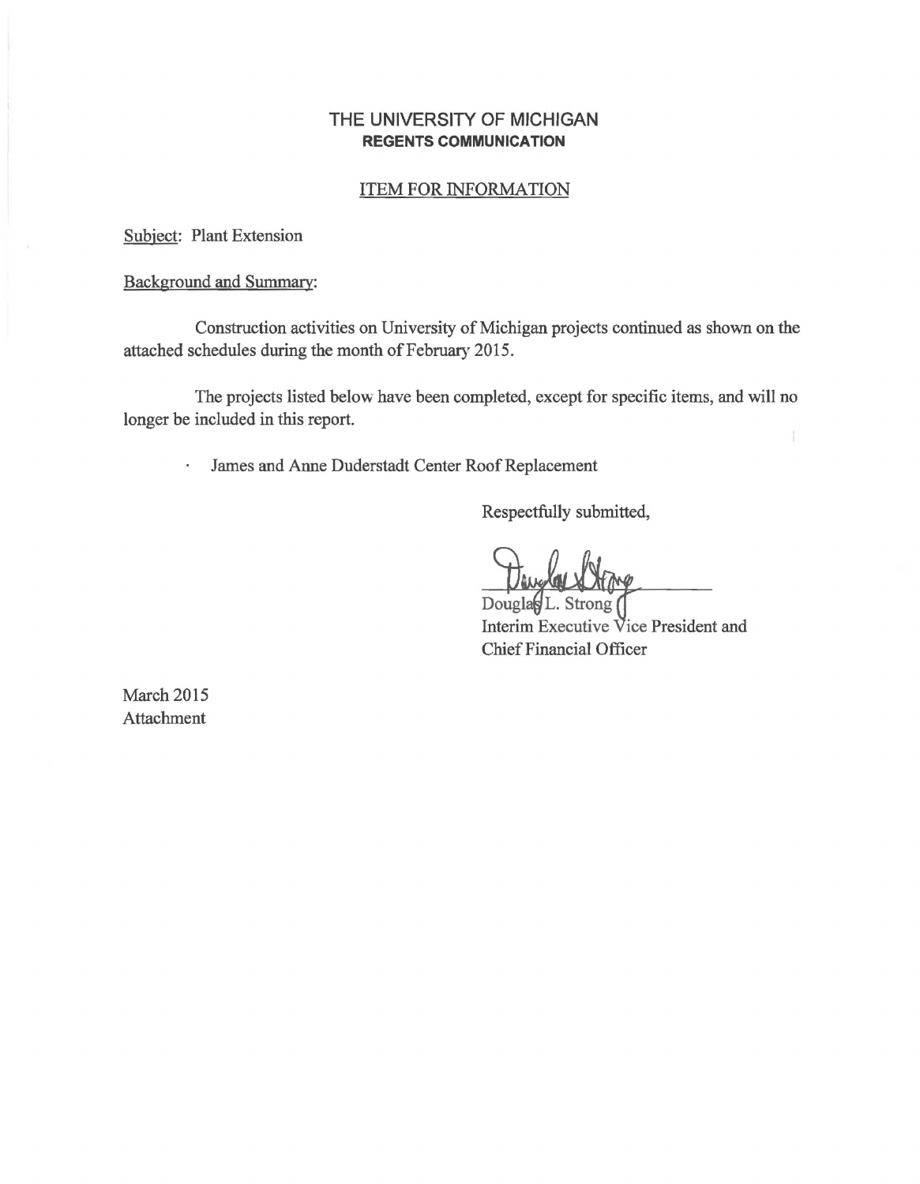# THE UNIVERSITY OF MICHIGAN
## REGENTS COMMUNICATION

ITEM FOR INFORMATION

Subject: Plant Extension

Background and Summary:

Construction activities on University of Michigan projects continued as shown on the attached schedules during the month of February 2015.

The projects listed below have been completed, except for specific items, and will no longer be included in this report.

- James and Anne Duderstadt Center Roof Replacement

Respectfully submitted,

Douglas L. Strong
Interim Executive Vice President and
Chief Financial Officer

March 2015
Attachment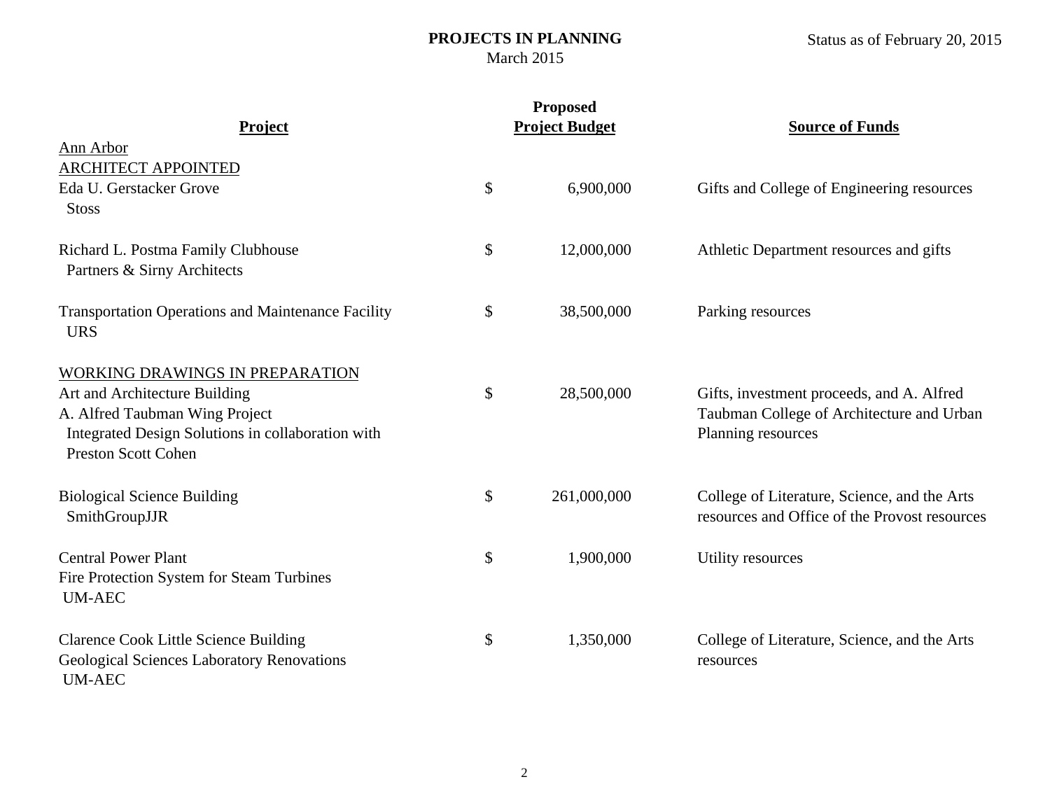**PROJECTS IN PLANNING**
March 2015

Status as of February 20, 2015

| Project | Proposed Project Budget | Source of Funds |
|---|---|---|
| Ann Arbor | | |
| ARCHITECT APPOINTED | | |
| Eda U. Gerstacker Grove<br>Stoss | $ 6,900,000 | Gifts and College of Engineering resources |
| Richard L. Postma Family Clubhouse<br>Partners & Sirny Architects | $ 12,000,000 | Athletic Department resources and gifts |
| Transportation Operations and Maintenance Facility<br>URS | $ 38,500,000 | Parking resources |
| WORKING DRAWINGS IN PREPARATION | | |
| Art and Architecture Building<br>A. Alfred Taubman Wing Project<br>Integrated Design Solutions in collaboration with Preston Scott Cohen | $ 28,500,000 | Gifts, investment proceeds, and A. Alfred Taubman College of Architecture and Urban Planning resources |
| Biological Science Building<br>SmithGroupJJR | $ 261,000,000 | College of Literature, Science, and the Arts resources and Office of the Provost resources |
| Central Power Plant<br>Fire Protection System for Steam Turbines<br>UM-AEC | $ 1,900,000 | Utility resources |
| Clarence Cook Little Science Building<br>Geological Sciences Laboratory Renovations<br>UM-AEC | $ 1,350,000 | College of Literature, Science, and the Arts resources |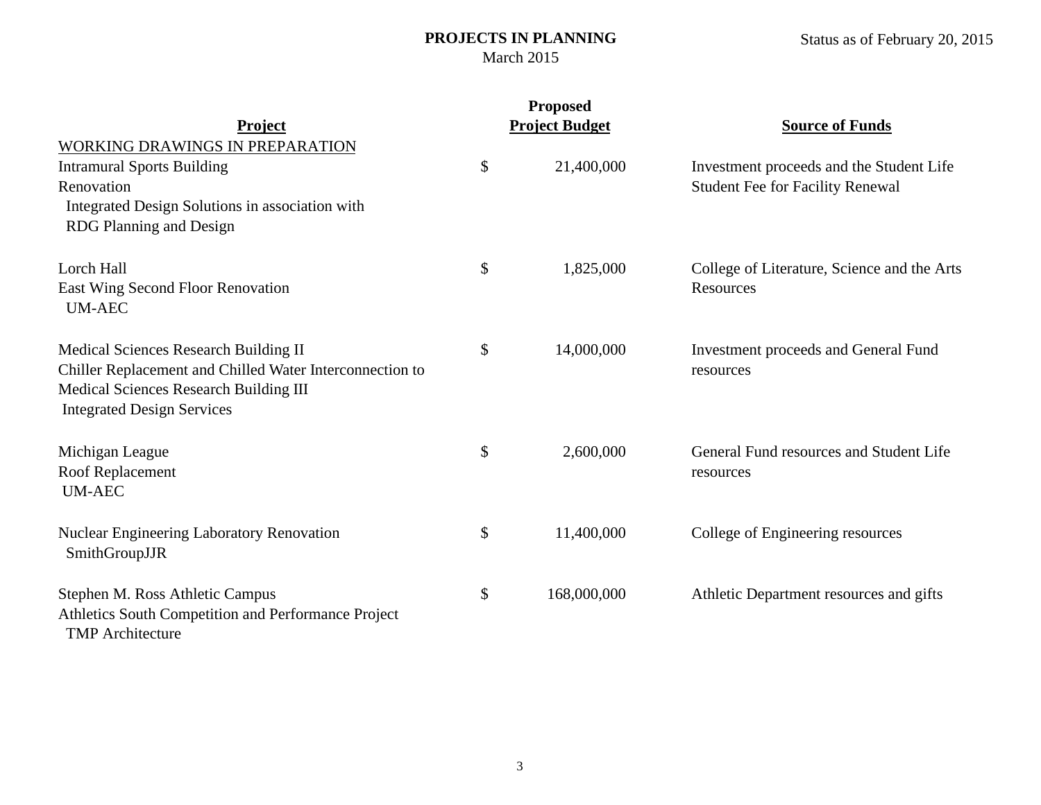**PROJECTS IN PLANNING**
March 2015

Status as of February 20, 2015

| Project | Proposed Project Budget | Source of Funds |
|---|---|---|
| WORKING DRAWINGS IN PREPARATION | | |
| Intramural Sports Building Renovation<br>Integrated Design Solutions in association with RDG Planning and Design | $ 21,400,000 | Investment proceeds and the Student Life Student Fee for Facility Renewal |
| Lorch Hall<br>East Wing Second Floor Renovation<br>UM-AEC | $ 1,825,000 | College of Literature, Science and the Arts Resources |
| Medical Sciences Research Building II<br>Chiller Replacement and Chilled Water Interconnection to Medical Sciences Research Building III<br>Integrated Design Services | $ 14,000,000 | Investment proceeds and General Fund resources |
| Michigan League<br>Roof Replacement<br>UM-AEC | $ 2,600,000 | General Fund resources and Student Life resources |
| Nuclear Engineering Laboratory Renovation<br>SmithGroupJJR | $ 11,400,000 | College of Engineering resources |
| Stephen M. Ross Athletic Campus<br>Athletics South Competition and Performance Project<br>TMP Architecture | $ 168,000,000 | Athletic Department resources and gifts |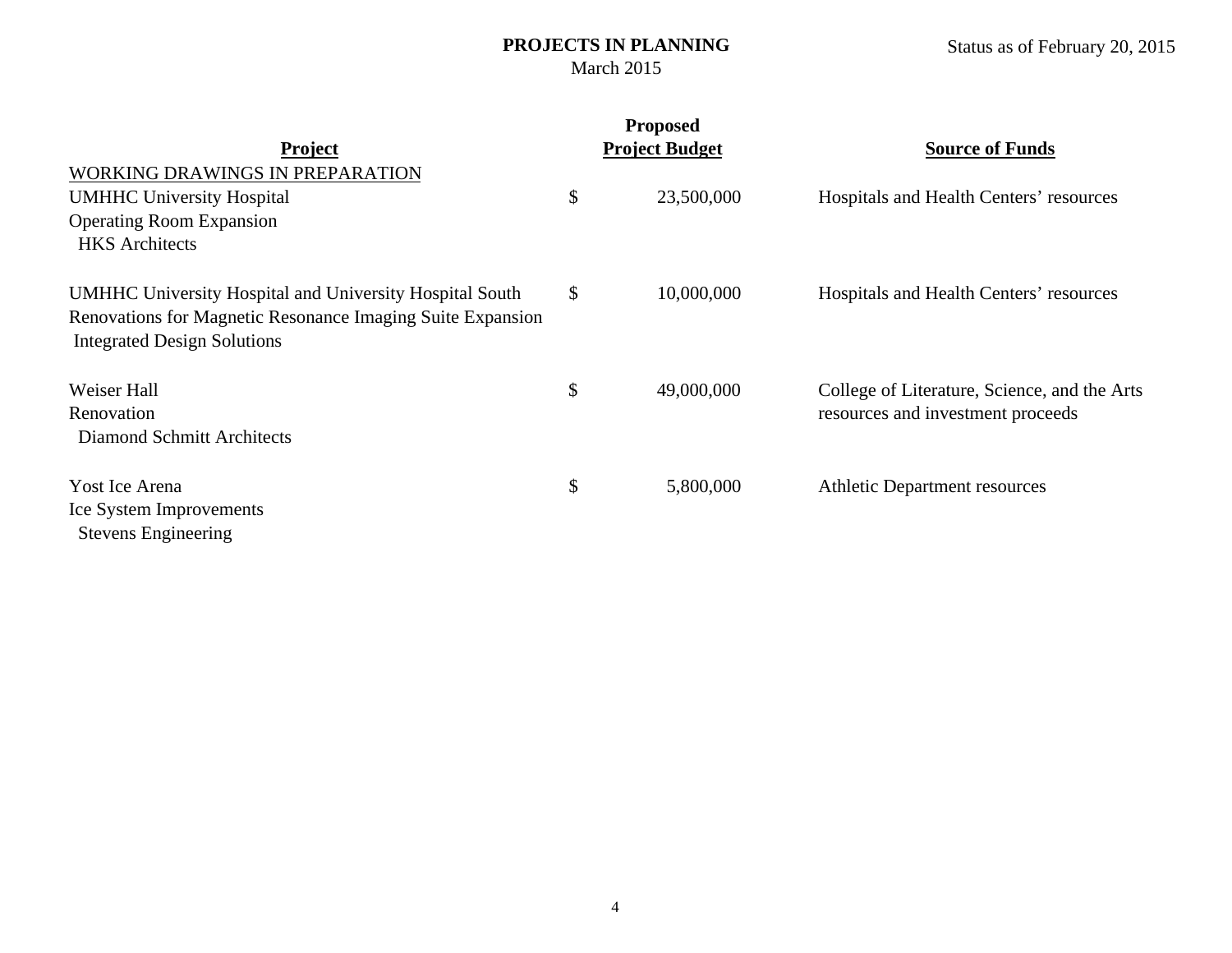**PROJECTS IN PLANNING**
March 2015

Status as of February 20, 2015

| Project | Proposed Project Budget | Source of Funds |
|---|---|---|
| WORKING DRAWINGS IN PREPARATION | | |
| UMHHC University Hospital<br>Operating Room Expansion<br>HKS Architects | $ 23,500,000 | Hospitals and Health Centers' resources |
| UMHHC University Hospital and University Hospital South<br>Renovations for Magnetic Resonance Imaging Suite Expansion<br>Integrated Design Solutions | $ 10,000,000 | Hospitals and Health Centers' resources |
| Weiser Hall<br>Renovation<br>Diamond Schmitt Architects | $ 49,000,000 | College of Literature, Science, and the Arts resources and investment proceeds |
| Yost Ice Arena<br>Ice System Improvements<br>Stevens Engineering | $ 5,800,000 | Athletic Department resources |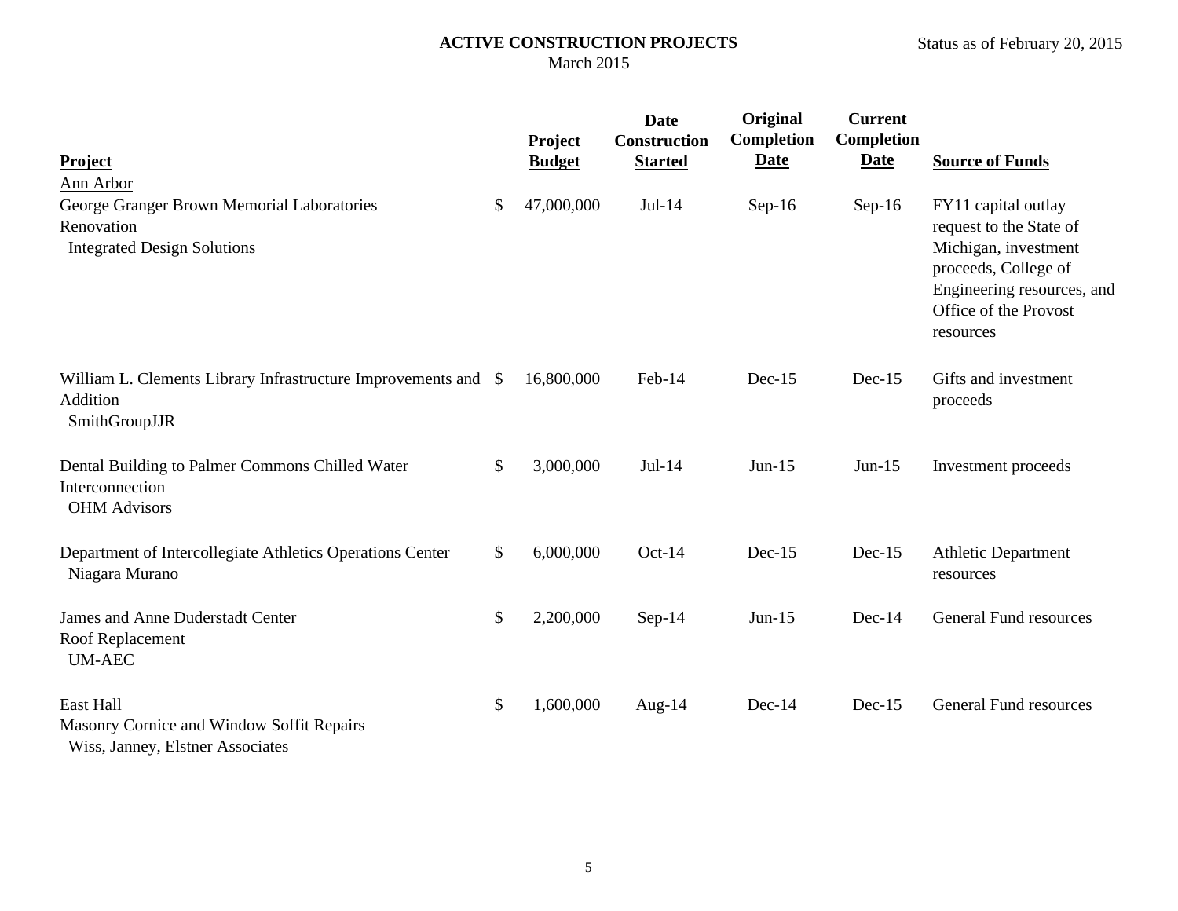# ACTIVE CONSTRUCTION PROJECTS

March 2015

Status as of February 20, 2015

| Project | Project Budget | Date Construction Started | Original Completion Date | Current Completion Date | Source of Funds |
|---|---|---|---|---|---|
| Ann Arbor | | | | | |
| George Granger Brown Memorial Laboratories Renovation<br>Integrated Design Solutions | $ 47,000,000 | Jul-14 | Sep-16 | Sep-16 | FY11 capital outlay request to the State of Michigan, investment proceeds, College of Engineering resources, and Office of the Provost resources |
| William L. Clements Library Infrastructure Improvements and Addition<br>SmithGroupJJR | $ 16,800,000 | Feb-14 | Dec-15 | Dec-15 | Gifts and investment proceeds |
| Dental Building to Palmer Commons Chilled Water Interconnection<br>OHM Advisors | $ 3,000,000 | Jul-14 | Jun-15 | Jun-15 | Investment proceeds |
| Department of Intercollegiate Athletics Operations Center<br>Niagara Murano | $ 6,000,000 | Oct-14 | Dec-15 | Dec-15 | Athletic Department resources |
| James and Anne Duderstadt Center Roof Replacement<br>UM-AEC | $ 2,200,000 | Sep-14 | Jun-15 | Dec-14 | General Fund resources |
| East Hall Masonry Cornice and Window Soffit Repairs<br>Wiss, Janney, Elstner Associates | $ 1,600,000 | Aug-14 | Dec-14 | Dec-15 | General Fund resources |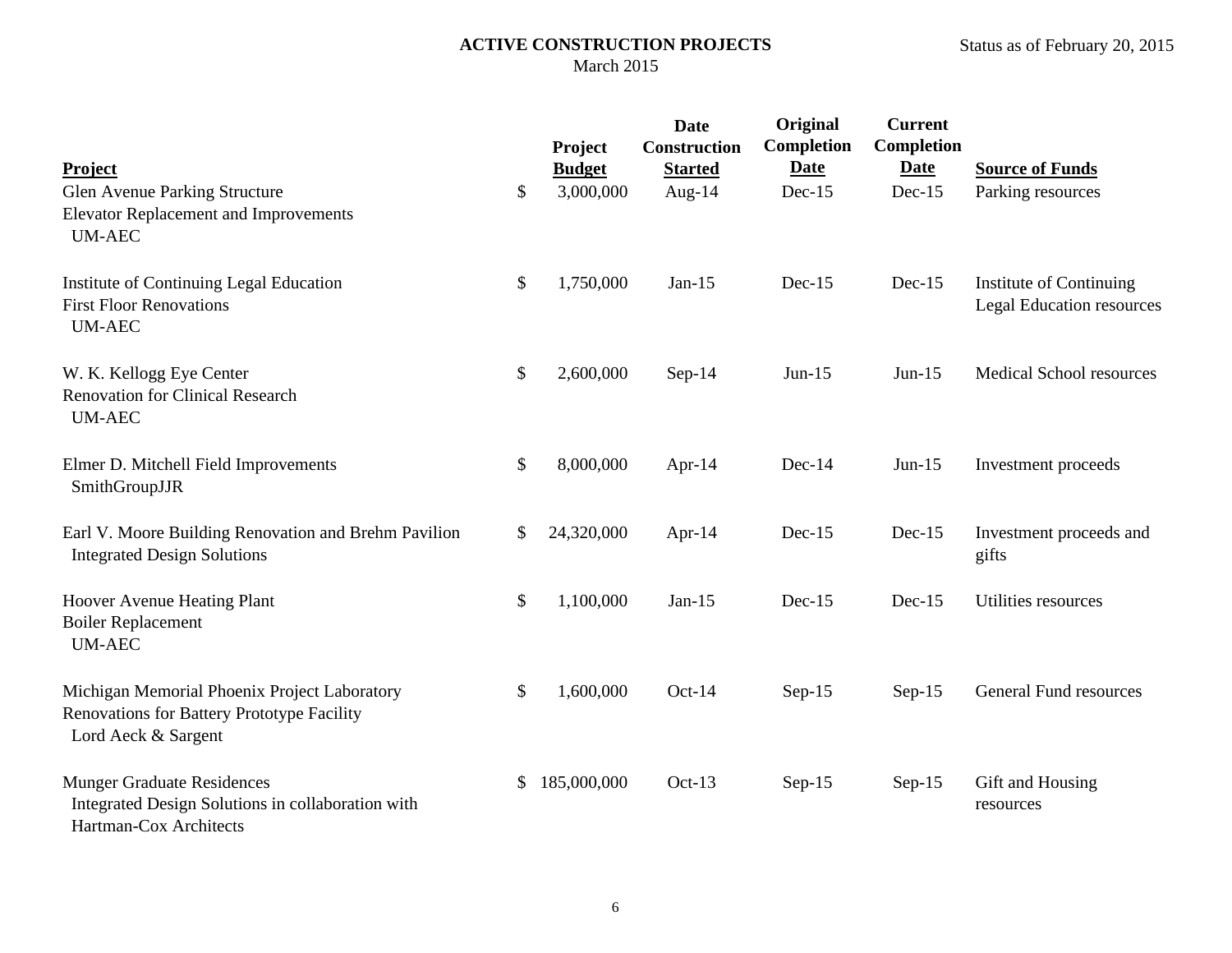**ACTIVE CONSTRUCTION PROJECTS**
March 2015

Status as of February 20, 2015

| Project | Project Budget | Date Construction Started | Original Completion Date | Current Completion Date | Source of Funds |
|---|---|---|---|---|---|
| Glen Avenue Parking Structure<br>Elevator Replacement and Improvements<br>UM-AEC | $ 3,000,000 | Aug-14 | Dec-15 | Dec-15 | Parking resources |
| Institute of Continuing Legal Education<br>First Floor Renovations<br>UM-AEC | $ 1,750,000 | Jan-15 | Dec-15 | Dec-15 | Institute of Continuing Legal Education resources |
| W. K. Kellogg Eye Center<br>Renovation for Clinical Research<br>UM-AEC | $ 2,600,000 | Sep-14 | Jun-15 | Jun-15 | Medical School resources |
| Elmer D. Mitchell Field Improvements<br>SmithGroupJJR | $ 8,000,000 | Apr-14 | Dec-14 | Jun-15 | Investment proceeds |
| Earl V. Moore Building Renovation and Brehm Pavilion<br>Integrated Design Solutions | $ 24,320,000 | Apr-14 | Dec-15 | Dec-15 | Investment proceeds and gifts |
| Hoover Avenue Heating Plant<br>Boiler Replacement<br>UM-AEC | $ 1,100,000 | Jan-15 | Dec-15 | Dec-15 | Utilities resources |
| Michigan Memorial Phoenix Project Laboratory<br>Renovations for Battery Prototype Facility<br>Lord Aeck & Sargent | $ 1,600,000 | Oct-14 | Sep-15 | Sep-15 | General Fund resources |
| Munger Graduate Residences<br>Integrated Design Solutions in collaboration with Hartman-Cox Architects | $ 185,000,000 | Oct-13 | Sep-15 | Sep-15 | Gift and Housing resources |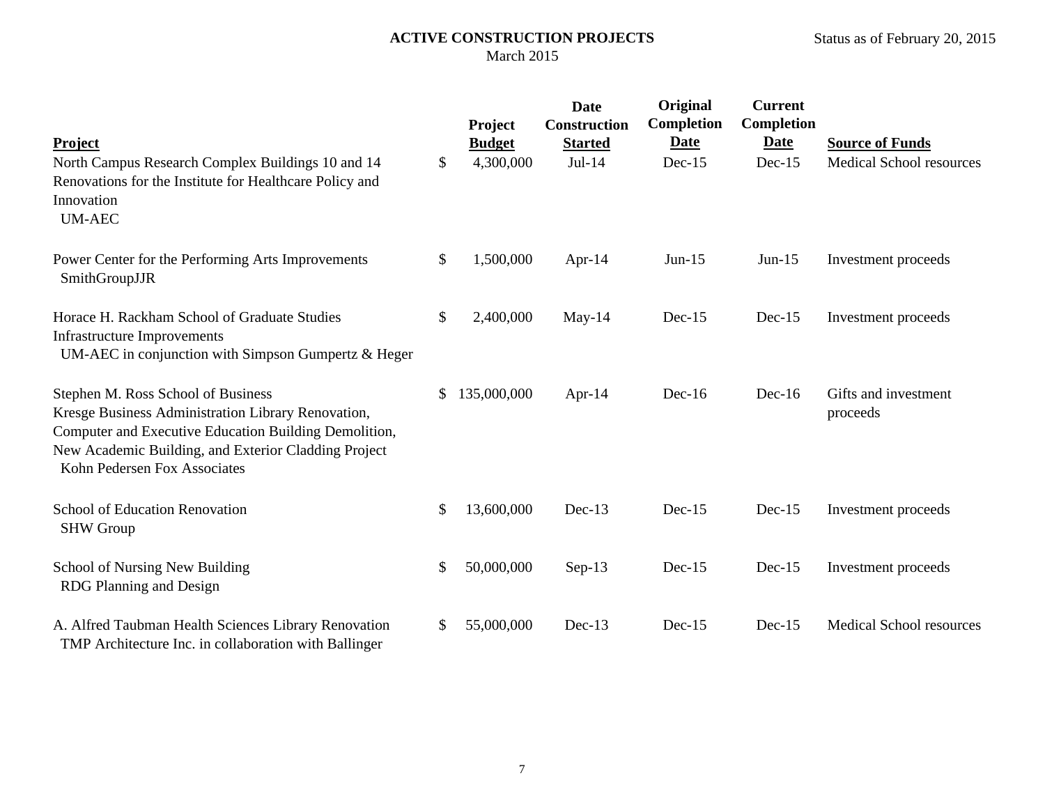**ACTIVE CONSTRUCTION PROJECTS**
March 2015

Status as of February 20, 2015

| Project | Project Budget | Date Construction Started | Original Completion Date | Current Completion Date | Source of Funds |
|---|---|---|---|---|---|
| North Campus Research Complex Buildings 10 and 14 Renovations for the Institute for Healthcare Policy and Innovation<br>UM-AEC | $ 4,300,000 | Jul-14 | Dec-15 | Dec-15 | Medical School resources |
| Power Center for the Performing Arts Improvements<br>SmithGroupJJR | $ 1,500,000 | Apr-14 | Jun-15 | Jun-15 | Investment proceeds |
| Horace H. Rackham School of Graduate Studies Infrastructure Improvements<br>UM-AEC in conjunction with Simpson Gumpertz & Heger | $ 2,400,000 | May-14 | Dec-15 | Dec-15 | Investment proceeds |
| Stephen M. Ross School of Business Kresge Business Administration Library Renovation, Computer and Executive Education Building Demolition, New Academic Building, and Exterior Cladding Project<br>Kohn Pedersen Fox Associates | $ 135,000,000 | Apr-14 | Dec-16 | Dec-16 | Gifts and investment proceeds |
| School of Education Renovation<br>SHW Group | $ 13,600,000 | Dec-13 | Dec-15 | Dec-15 | Investment proceeds |
| School of Nursing New Building<br>RDG Planning and Design | $ 50,000,000 | Sep-13 | Dec-15 | Dec-15 | Investment proceeds |
| A. Alfred Taubman Health Sciences Library Renovation<br>TMP Architecture Inc. in collaboration with Ballinger | $ 55,000,000 | Dec-13 | Dec-15 | Dec-15 | Medical School resources |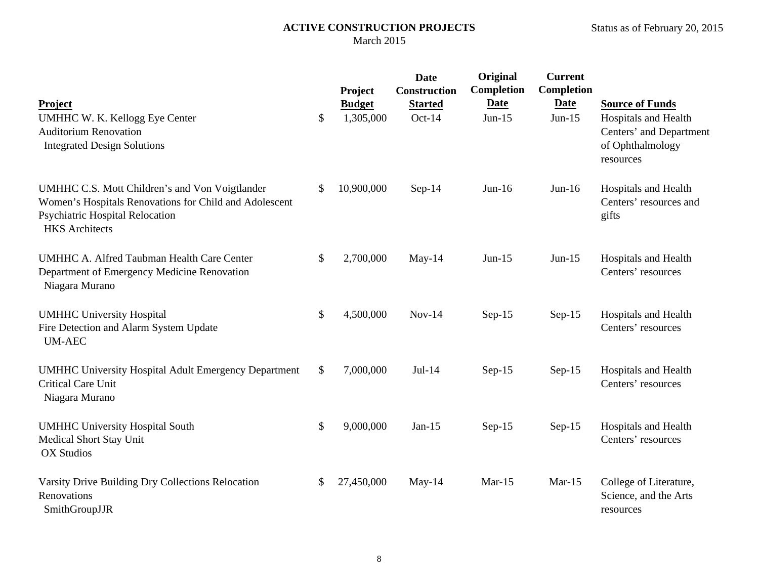# ACTIVE CONSTRUCTION PROJECTS

March 2015

Status as of February 20, 2015

| Project | Project Budget | Date Construction Started | Original Completion Date | Current Completion Date | Source of Funds |
|---|---|---|---|---|---|
| UMHHC W. K. Kellogg Eye Center Auditorium Renovation<br>Integrated Design Solutions | $ 1,305,000 | Oct-14 | Jun-15 | Jun-15 | Hospitals and Health Centers' and Department of Ophthalmology resources |
| UMHHC C.S. Mott Children's and Von Voigtlander Women's Hospitals Renovations for Child and Adolescent Psychiatric Hospital Relocation<br>HKS Architects | $ 10,900,000 | Sep-14 | Jun-16 | Jun-16 | Hospitals and Health Centers' resources and gifts |
| UMHHC A. Alfred Taubman Health Care Center Department of Emergency Medicine Renovation<br>Niagara Murano | $ 2,700,000 | May-14 | Jun-15 | Jun-15 | Hospitals and Health Centers' resources |
| UMHHC University Hospital Fire Detection and Alarm System Update<br>UM-AEC | $ 4,500,000 | Nov-14 | Sep-15 | Sep-15 | Hospitals and Health Centers' resources |
| UMHHC University Hospital Adult Emergency Department Critical Care Unit<br>Niagara Murano | $ 7,000,000 | Jul-14 | Sep-15 | Sep-15 | Hospitals and Health Centers' resources |
| UMHHC University Hospital South Medical Short Stay Unit<br>OX Studios | $ 9,000,000 | Jan-15 | Sep-15 | Sep-15 | Hospitals and Health Centers' resources |
| Varsity Drive Building Dry Collections Relocation Renovations<br>SmithGroupJJR | $ 27,450,000 | May-14 | Mar-15 | Mar-15 | College of Literature, Science, and the Arts resources |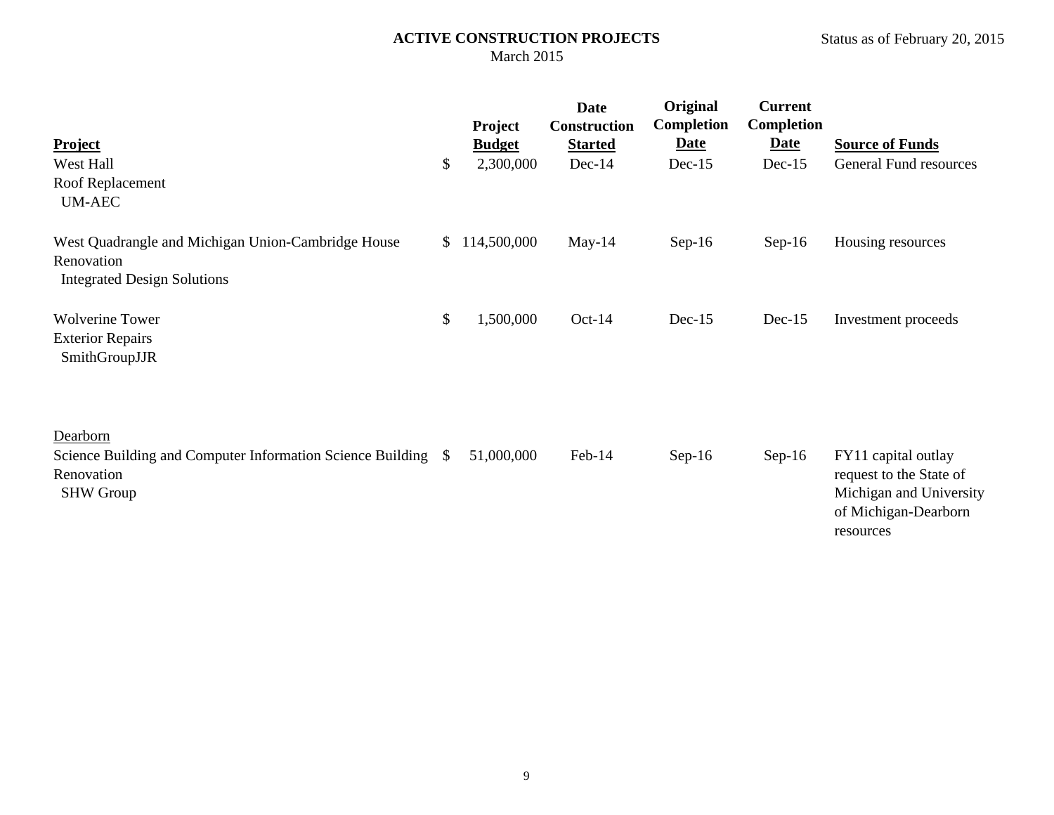**ACTIVE CONSTRUCTION PROJECTS**
March 2015

Status as of February 20, 2015

| **Project** | **Project Budget** | **Date Construction Started** | **Original Completion Date** | **Current Completion Date** | **Source of Funds** |
|---|---|---|---|---|---|
| West Hall<br>Roof Replacement<br>UM-AEC | $ 2,300,000 | Dec-14 | Dec-15 | Dec-15 | General Fund resources |
| West Quadrangle and Michigan Union-Cambridge House Renovation<br>Integrated Design Solutions | $ 114,500,000 | May-14 | Sep-16 | Sep-16 | Housing resources |
| Wolverine Tower<br>Exterior Repairs<br>SmithGroupJJR | $ 1,500,000 | Oct-14 | Dec-15 | Dec-15 | Investment proceeds |
| Dearborn | | | | | |
| Science Building and Computer Information Science Building Renovation<br>SHW Group | $ 51,000,000 | Feb-14 | Sep-16 | Sep-16 | FY11 capital outlay request to the State of Michigan and University of Michigan-Dearborn resources |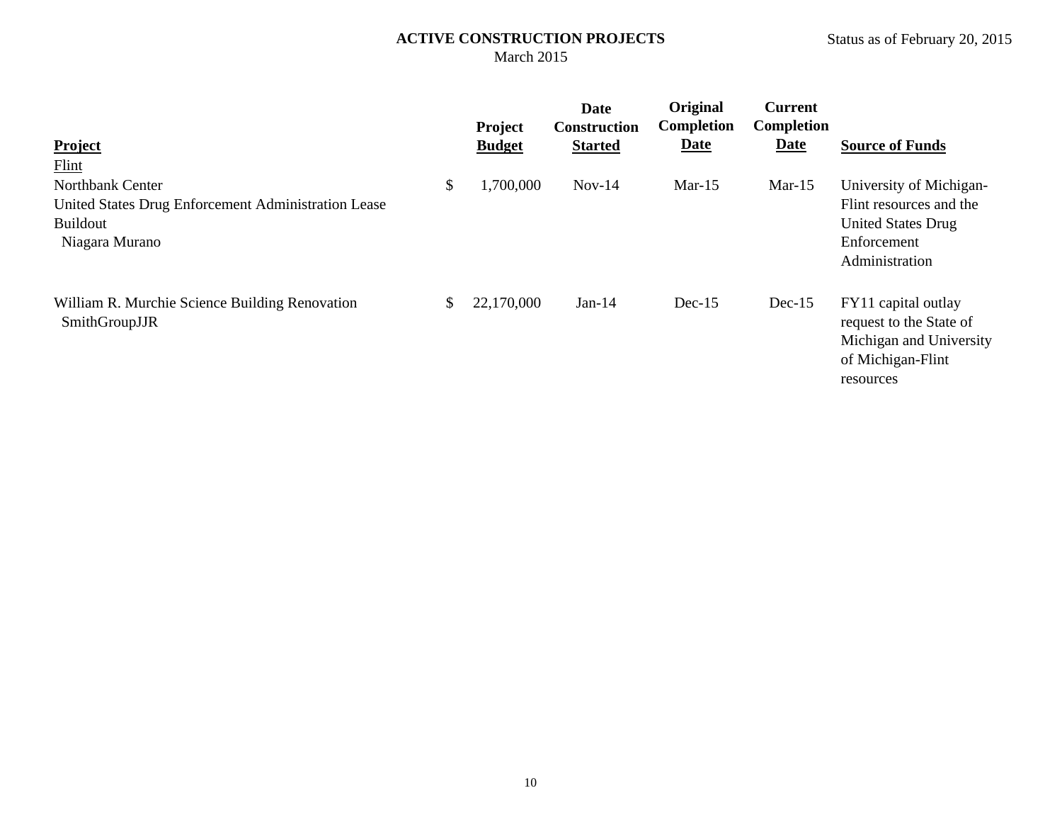**ACTIVE CONSTRUCTION PROJECTS**
March 2015

Status as of February 20, 2015

| **Project** | **Project Budget** | **Date Construction Started** | **Original Completion Date** | **Current Completion Date** | **Source of Funds** |
|---|---|---|---|---|---|
| Flint | | | | | |
| Northbank Center United States Drug Enforcement Administration Lease Buildout<br>Niagara Murano | $ 1,700,000 | Nov-14 | Mar-15 | Mar-15 | University of Michigan-Flint resources and the United States Drug Enforcement Administration |
| William R. Murchie Science Building Renovation<br>SmithGroupJJR | $ 22,170,000 | Jan-14 | Dec-15 | Dec-15 | FY11 capital outlay request to the State of Michigan and University of Michigan-Flint resources |